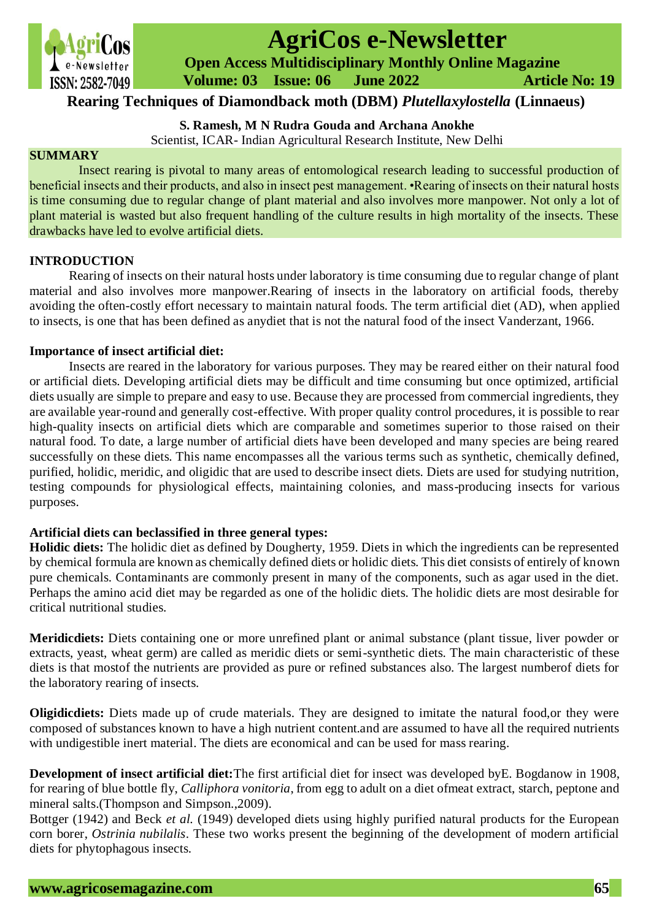# Rearing Techniques of Diamondback moth (DBM) *Plutellaxylostella* (Linnaeus)

**S. Ramesh, M N Rudra Gouda and Archana Anokhe**

Scientist, ICAR- Indian Agricultural Research Institute, New Delhi

## SUMMARY

Insect rearing is pivotal to many areas of entomological research leading to successful production of beneficial insects and their products, and also in insect pest management. •Rearing of insects on their natural hosts is time consuming due to regular change of plant material and also involves more manpower. Not only a lot of plant material is wasted but also frequent handling of the culture results in high mortality of the insects. These drawbacks have led to evolve artificial diets.

## INTRODUCTION

Rearing of insects on their natural hosts under laboratory is time consuming due to regular change of plant material and also involves more manpower.Rearing of insects in the laboratory on artificial foods, thereby avoiding the often-costly effort necessary to maintain natural foods. The term artificial diet (AD), when applied to insects, is one that has been defined as anydiet that is not the natural food of the insect Vanderzant, 1966.

**Importance of insect artificial diet:**

Insects are reared in the laboratory for various purposes. They may be reared either on their natural food or artificial diets. Developing artificial diets may be difficult and time consuming but once optimized, artificial diets usually are simple to prepare and easy to use. Because they are processed from commercial ingredients, they are available year-round and generally cost-effective. With proper quality control procedures, it is possible to rear high-quality insects on artificial diets which are comparable and sometimes superior to those raised on their natural food. To date, a large number of artificial diets have been developed and many species are being reared successfully on these diets. This name encompasses all the various terms such as synthetic, chemically defined, purified, holidic, meridic, and oligidic that are used to describe insect diets. Diets are used for studying nutrition, testing compounds for physiological effects, maintaining colonies, and mass-producing insects for various purposes.

**Artificial diets can beclassified in three general types:**

**Holidic diets:** The holidic diet as defined by Dougherty, 1959. Diets in which the ingredients can be represented by chemical formula are known as chemically defined diets or holidic diets. This diet consists of entirely of known pure chemicals. Contaminants are commonly present in many of the components, such as agar used in the diet. Perhaps the amino acid diet may be regarded as one of the holidic diets. The holidic diets are most desirable for critical nutritional studies.

**Meridicdiets:** Diets containing one or more unrefined plant or animal substance (plant tissue, liver powder or extracts, yeast, wheat germ) are called as meridic diets or semi-synthetic diets. The main characteristic of these diets is that mostof the nutrients are provided as pure or refined substances also. The largest numberof diets for the laboratory rearing of insects.

**Oligidicdiets:** Diets made up of crude materials. They are designed to imitate the natural food,or they were composed of substances known to have a high nutrient content.and are assumed to have all the required nutrients with undigestible inert material. The diets are economical and can be used for mass rearing.

**Development of insect artificial diet:**The first artificial diet for insect was developed byE. Bogdanow in 1908, for rearing of blue bottle fly, *Calliphora vonitoria*, from egg to adult on a diet ofmeat extract, starch, peptone and mineral salts.(Thompson and Simpson.,2009).

Bottger (1942) and Beck *et al.* (1949) developed diets using highly purified natural products for the European corn borer, *Ostrinia nubilalis*. These two works present the beginning of the development of modern artificial diets for phytophagous insects.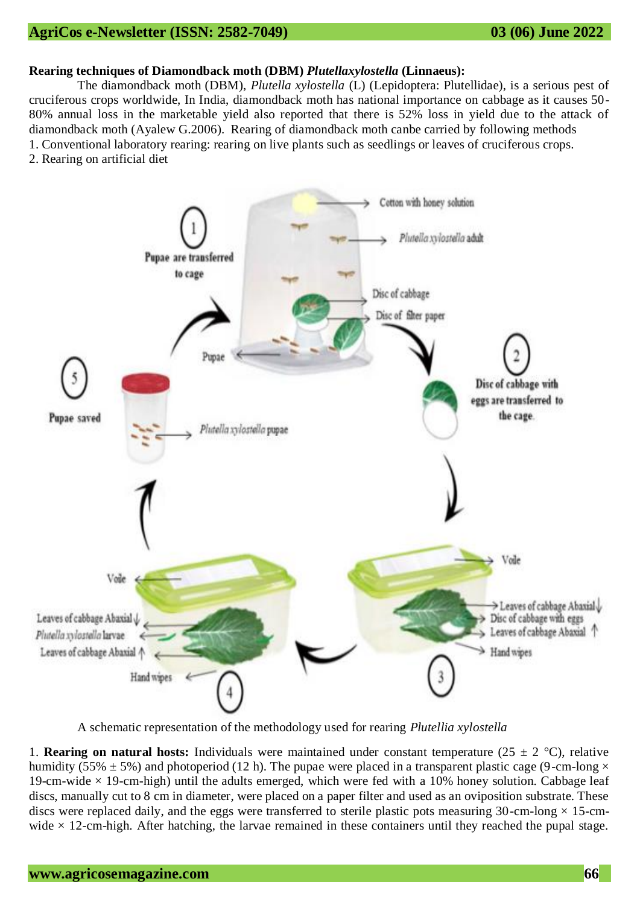**Rearing techniques of Diamondback moth (DBM) *Plutellaxylostella* (Linnaeus):**

The diamondback moth (DBM), *Plutella xylostella* (L) (Lepidoptera: Plutellidae), is a serious pest of cruciferous crops worldwide, In India, diamondback moth has national importance on cabbage as it causes 50-80% annual loss in the marketable yield also reported that there is 52% loss in yield due to the attack of diamondback moth (Ayalew G.2006). Rearing of diamondback moth canbe carried by following methods

1. Conventional laboratory rearing: rearing on live plants such as seedlings or leaves of cruciferous crops.
2. Rearing on artificial diet

A schematic representation of the methodology used for rearing *Plutellia xylostella*

1. **Rearing on natural hosts:** Individuals were maintained under constant temperature (25 ± 2 °C), relative humidity (55% ± 5%) and photoperiod (12 h). The pupae were placed in a transparent plastic cage (9-cm-long × 19-cm-wide × 19-cm-high) until the adults emerged, which were fed with a 10% honey solution. Cabbage leaf discs, manually cut to 8 cm in diameter, were placed on a paper filter and used as an oviposition substrate. These discs were replaced daily, and the eggs were transferred to sterile plastic pots measuring 30-cm-long × 15-cm-wide × 12-cm-high. After hatching, the larvae remained in these containers until they reached the pupal stage.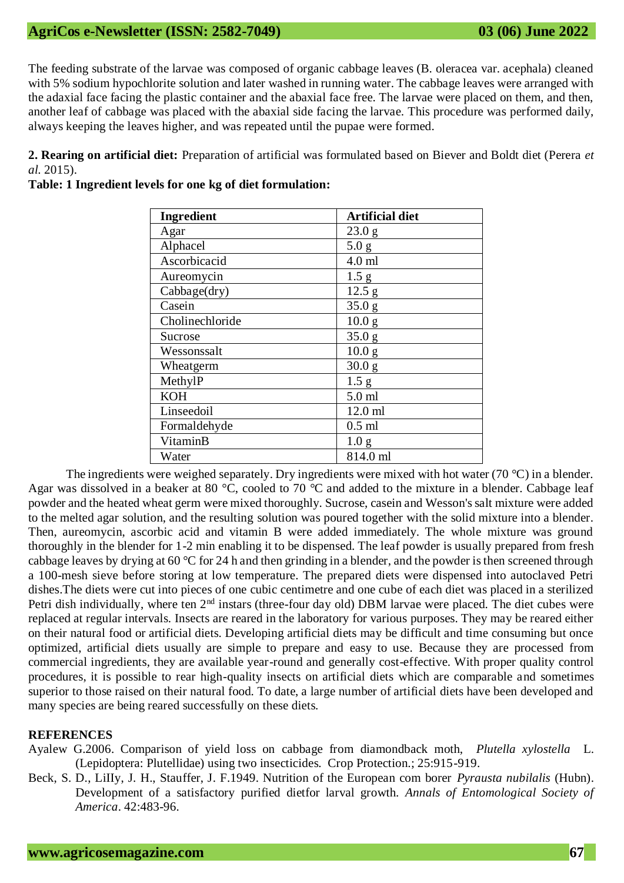The feeding substrate of the larvae was composed of organic cabbage leaves (B. oleracea var. acephala) cleaned with 5% sodium hypochlorite solution and later washed in running water. The cabbage leaves were arranged with the adaxial face facing the plastic container and the abaxial face free. The larvae were placed on them, and then, another leaf of cabbage was placed with the abaxial side facing the larvae. This procedure was performed daily, always keeping the leaves higher, and was repeated until the pupae were formed.

**2. Rearing on artificial diet:** Preparation of artificial was formulated based on Biever and Boldt diet (Perera *et al.* 2015).

**Table: 1 Ingredient levels for one kg of diet formulation:**

| Ingredient | Artificial diet |
|---|---|
| Agar | 23.0 g |
| Alphacel | 5.0 g |
| Ascorbicacid | 4.0 ml |
| Aureomycin | 1.5 g |
| Cabbage(dry) | 12.5 g |
| Casein | 35.0 g |
| Cholinechloride | 10.0 g |
| Sucrose | 35.0 g |
| Wessonssalt | 10.0 g |
| Wheatgerm | 30.0 g |
| MethylP | 1.5 g |
| KOH | 5.0 ml |
| Linseedoil | 12.0 ml |
| Formaldehyde | 0.5 ml |
| VitaminB | 1.0 g |
| Water | 814.0 ml |

The ingredients were weighed separately. Dry ingredients were mixed with hot water (70 °C) in a blender. Agar was dissolved in a beaker at 80 °C, cooled to 70 °C and added to the mixture in a blender. Cabbage leaf powder and the heated wheat germ were mixed thoroughly. Sucrose, casein and Wesson's salt mixture were added to the melted agar solution, and the resulting solution was poured together with the solid mixture into a blender. Then, aureomycin, ascorbic acid and vitamin B were added immediately. The whole mixture was ground thoroughly in the blender for 1-2 min enabling it to be dispensed. The leaf powder is usually prepared from fresh cabbage leaves by drying at 60 °C for 24 h and then grinding in a blender, and the powder is then screened through a 100-mesh sieve before storing at low temperature. The prepared diets were dispensed into autoclaved Petri dishes.The diets were cut into pieces of one cubic centimetre and one cube of each diet was placed in a sterilized Petri dish individually, where ten 2nd instars (three-four day old) DBM larvae were placed. The diet cubes were replaced at regular intervals. Insects are reared in the laboratory for various purposes. They may be reared either on their natural food or artificial diets. Developing artificial diets may be difficult and time consuming but once optimized, artificial diets usually are simple to prepare and easy to use. Because they are processed from commercial ingredients, they are available year-round and generally cost-effective. With proper quality control procedures, it is possible to rear high-quality insects on artificial diets which are comparable and sometimes superior to those raised on their natural food. To date, a large number of artificial diets have been developed and many species are being reared successfully on these diets.

**REFERENCES**

Ayalew G.2006. Comparison of yield loss on cabbage from diamondback moth, *Plutella xylostella* L. (Lepidoptera: Plutellidae) using two insecticides. Crop Protection.; 25:915-919.

Beck, S. D., LilIy, J. H., Stauffer, J. F.1949. Nutrition of the European com borer *Pyrausta nubilalis* (Hubn). Development of a satisfactory purified dietfor larval growth. *Annals of Entomological Society of America*. 42:483-96.